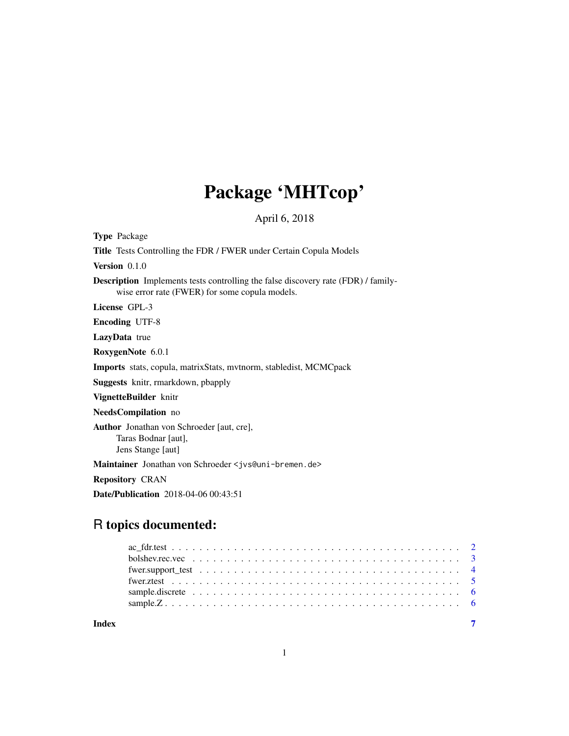# Package 'MHTcop'

April 6, 2018

**Type** Package

**Title** Tests Controlling the FDR / FWER under Certain Copula Models

**Version** 0.1.0

**Description** Implements tests controlling the false discovery rate (FDR) / family-wise error rate (FWER) for some copula models.

**License** GPL-3

**Encoding** UTF-8

**LazyData** true

**RoxygenNote** 6.0.1

**Imports** stats, copula, matrixStats, mvtnorm, stabledist, MCMCpack

**Suggests** knitr, rmarkdown, pbapply

**VignetteBuilder** knitr

**NeedsCompilation** no

**Author** Jonathan von Schroeder [aut, cre],
Taras Bodnar [aut],
Jens Stange [aut]

**Maintainer** Jonathan von Schroeder <jvs@uni-bremen.de>

**Repository** CRAN

**Date/Publication** 2018-04-06 00:43:51

## R topics documented:

- ac_fdr.test . . . . . . . . . . . . . . . . . . . . . . . . . . . . . . . . . . . . . . . . . . 2
- bolshev.rec.vec . . . . . . . . . . . . . . . . . . . . . . . . . . . . . . . . . . . . . . . 3
- fwer.support_test . . . . . . . . . . . . . . . . . . . . . . . . . . . . . . . . . . . . . . 4
- fwer.ztest . . . . . . . . . . . . . . . . . . . . . . . . . . . . . . . . . . . . . . . . . . 5
- sample.discrete . . . . . . . . . . . . . . . . . . . . . . . . . . . . . . . . . . . . . . . 6
- sample.Z . . . . . . . . . . . . . . . . . . . . . . . . . . . . . . . . . . . . . . . . . . . 6

**Index** 7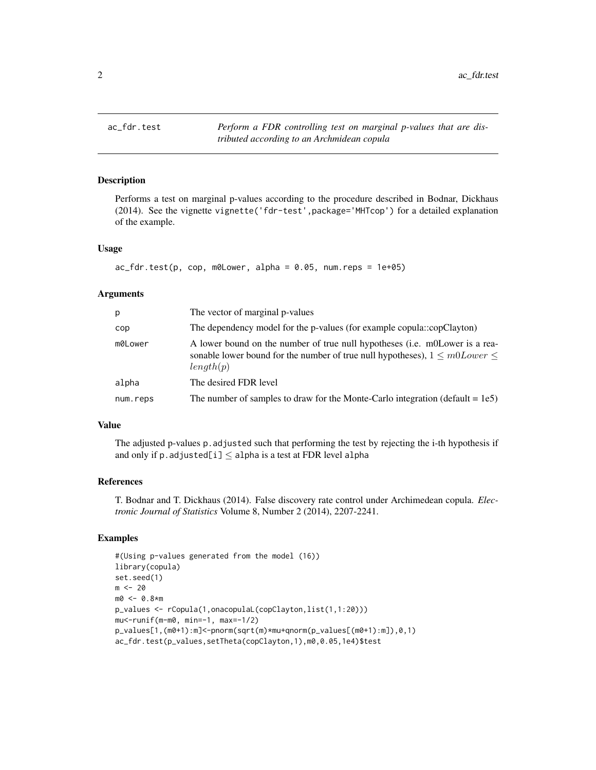ac_fdr.test *Perform a FDR controlling test on marginal p-values that are distributed according to an Archmidean copula*

## Description

Performs a test on marginal p-values according to the procedure described in Bodnar, Dickhaus (2014). See the vignette `vignette('fdr-test',package='MHTcop')` for a detailed explanation of the example.

## Usage

```
ac_fdr.test(p, cop, m0Lower, alpha = 0.05, num.reps = 1e+05)
```

## Arguments

| | |
|---|---|
| p | The vector of marginal p-values |
| cop | The dependency model for the p-values (for example copula::copClayton) |
| m0Lower | A lower bound on the number of true null hypotheses (i.e. m0Lower is a reasonable lower bound for the number of true null hypotheses), $1 \leq m0Lower \leq length(p)$ |
| alpha | The desired FDR level |
| num.reps | The number of samples to draw for the Monte-Carlo integration (default = 1e5) |

## Value

The adjusted p-values `p.adjusted` such that performing the test by rejecting the i-th hypothesis if and only if `p.adjusted[i]` $\leq$ `alpha` is a test at FDR level `alpha`

## References

T. Bodnar and T. Dickhaus (2014). False discovery rate control under Archimedean copula. *Electronic Journal of Statistics* Volume 8, Number 2 (2014), 2207-2241.

## Examples

```
#(Using p-values generated from the model (16))
library(copula)
set.seed(1)
m <- 20
m0 <- 0.8*m
p_values <- rCopula(1,onacopulaL(copClayton,list(1,1:20)))
mu<-runif(m-m0, min=-1, max=-1/2)
p_values[1,(m0+1):m]<-pnorm(sqrt(m)*mu+qnorm(p_values[(m0+1):m]),0,1)
ac_fdr.test(p_values,setTheta(copClayton,1),m0,0.05,1e4)$test
```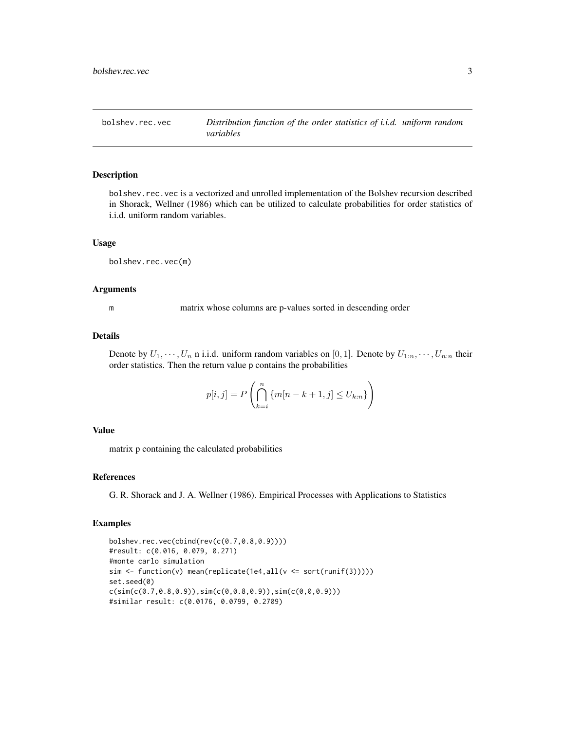# bolshev.rec.vec — *Distribution function of the order statistics of i.i.d. uniform random variables*

## Description

`bolshev.rec.vec` is a vectorized and unrolled implementation of the Bolshev recursion described in Shorack, Wellner (1986) which can be utilized to calculate probabilities for order statistics of i.i.d. uniform random variables.

## Usage

```
bolshev.rec.vec(m)
```

## Arguments

| | |
|---|---|
| m | matrix whose columns are p-values sorted in descending order |

## Details

Denote by $U_1, \cdots, U_n$ n i.i.d. uniform random variables on $[0, 1]$. Denote by $U_{1:n}, \cdots, U_{n:n}$ their order statistics. Then the return value `p` contains the probabilities

$$p[i, j] = P\left(\bigcap_{k=i}^{n} \{m[n-k+1, j] \leq U_{k:n}\}\right)$$

## Value

matrix p containing the calculated probabilities

## References

G. R. Shorack and J. A. Wellner (1986). Empirical Processes with Applications to Statistics

## Examples

```
bolshev.rec.vec(cbind(rev(c(0.7,0.8,0.9))))
#result: c(0.016, 0.079, 0.271)
#monte carlo simulation
sim <- function(v) mean(replicate(1e4,all(v <= sort(runif(3)))))
set.seed(0)
c(sim(c(0.7,0.8,0.9)),sim(c(0,0.8,0.9)),sim(c(0,0,0.9)))
#similar result: c(0.0176, 0.0799, 0.2709)
```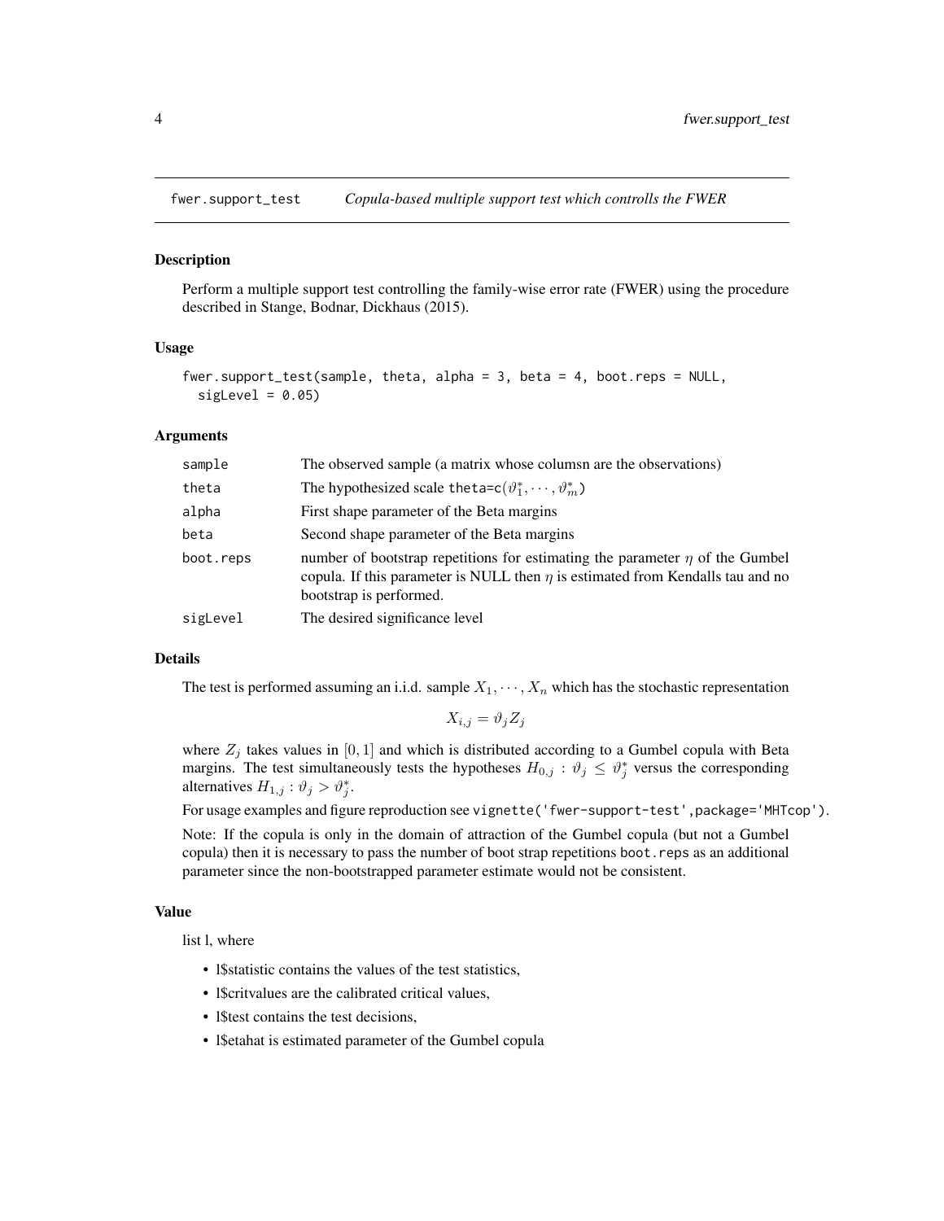# fwer.support_test *Copula-based multiple support test which controlls the FWER*

## Description

Perform a multiple support test controlling the family-wise error rate (FWER) using the procedure described in Stange, Bodnar, Dickhaus (2015).

## Usage

```
fwer.support_test(sample, theta, alpha = 3, beta = 4, boot.reps = NULL,
  sigLevel = 0.05)
```

## Arguments

| | |
|---|---|
| sample | The observed sample (a matrix whose columsn are the observations) |
| theta | The hypothesized scale theta=c($\vartheta_1^*, \cdots, \vartheta_m^*$) |
| alpha | First shape parameter of the Beta margins |
| beta | Second shape parameter of the Beta margins |
| boot.reps | number of bootstrap repetitions for estimating the parameter $\eta$ of the Gumbel copula. If this parameter is NULL then $\eta$ is estimated from Kendalls tau and no bootstrap is performed. |
| sigLevel | The desired significance level |

## Details

The test is performed assuming an i.i.d. sample $X_1, \cdots, X_n$ which has the stochastic representation

$$X_{i,j} = \vartheta_j Z_j$$

where $Z_j$ takes values in $[0, 1]$ and which is distributed according to a Gumbel copula with Beta margins. The test simultaneously tests the hypotheses $H_{0,j} : \vartheta_j \leq \vartheta_j^*$ versus the corresponding alternatives $H_{1,j} : \vartheta_j > \vartheta_j^*$.

For usage examples and figure reproduction see vignette('fwer-support-test',package='MHTcop').

Note: If the copula is only in the domain of attraction of the Gumbel copula (but not a Gumbel copula) then it is necessary to pass the number of boot strap repetitions boot.reps as an additional parameter since the non-bootstrapped parameter estimate would not be consistent.

## Value

list l, where

- l$statistic contains the values of the test statistics,
- l$critvalues are the calibrated critical values,
- l$test contains the test decisions,
- l$etahat is estimated parameter of the Gumbel copula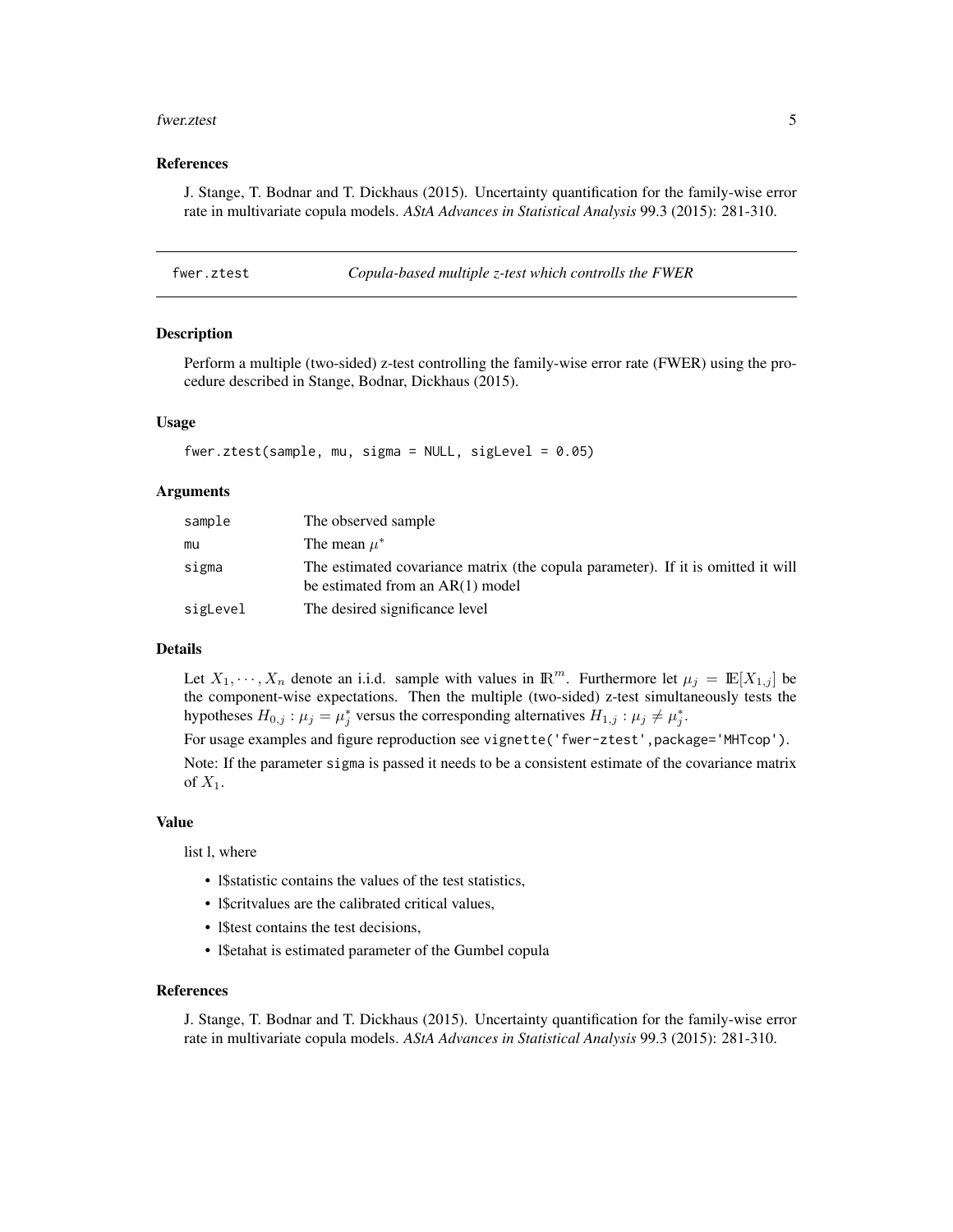### References

J. Stange, T. Bodnar and T. Dickhaus (2015). Uncertainty quantification for the family-wise error rate in multivariate copula models. *AStA Advances in Statistical Analysis* 99.3 (2015): 281-310.

---

## fwer.ztest — *Copula-based multiple z-test which controlls the FWER*

### Description

Perform a multiple (two-sided) z-test controlling the family-wise error rate (FWER) using the procedure described in Stange, Bodnar, Dickhaus (2015).

### Usage

```
fwer.ztest(sample, mu, sigma = NULL, sigLevel = 0.05)
```

### Arguments

| | |
|---|---|
| `sample` | The observed sample |
| `mu` | The mean $\mu^*$ |
| `sigma` | The estimated covariance matrix (the copula parameter). If it is omitted it will be estimated from an AR(1) model |
| `sigLevel` | The desired significance level |

### Details

Let $X_1, \cdots, X_n$ denote an i.i.d. sample with values in $\mathbb{R}^m$. Furthermore let $\mu_j = \mathbb{E}[X_{1,j}]$ be the component-wise expectations. Then the multiple (two-sided) z-test simultaneously tests the hypotheses $H_{0,j} : \mu_j = \mu_j^*$ versus the corresponding alternatives $H_{1,j} : \mu_j \neq \mu_j^*$.

For usage examples and figure reproduction see `vignette('fwer-ztest',package='MHTcop')`.

Note: If the parameter `sigma` is passed it needs to be a consistent estimate of the covariance matrix of $X_1$.

### Value

list l, where

- l$statistic contains the values of the test statistics,
- l$critvalues are the calibrated critical values,
- l$test contains the test decisions,
- l$etahat is estimated parameter of the Gumbel copula

### References

J. Stange, T. Bodnar and T. Dickhaus (2015). Uncertainty quantification for the family-wise error rate in multivariate copula models. *AStA Advances in Statistical Analysis* 99.3 (2015): 281-310.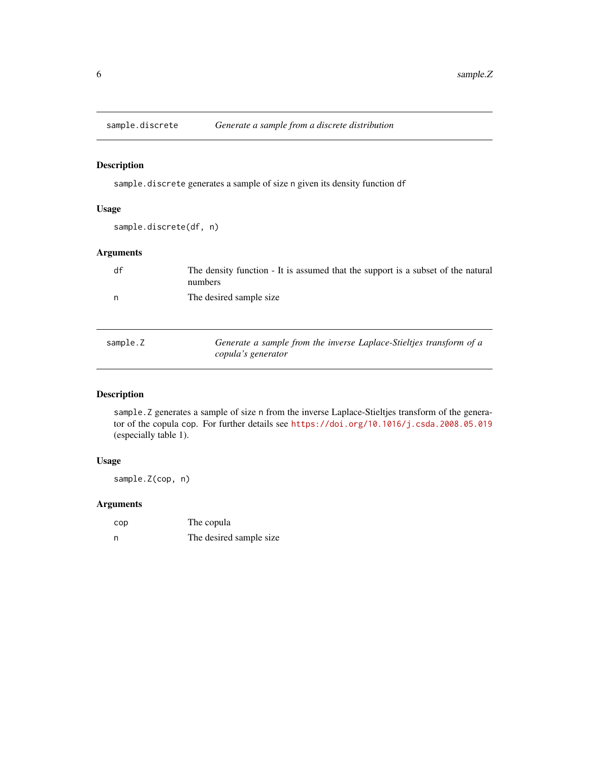## sample.discrete — *Generate a sample from a discrete distribution*

### Description

`sample.discrete` generates a sample of size `n` given its density function `df`

### Usage

```
sample.discrete(df, n)
```

### Arguments

| | |
|---|---|
| `df` | The density function - It is assumed that the support is a subset of the natural numbers |
| `n` | The desired sample size |

## sample.Z — *Generate a sample from the inverse Laplace-Stieltjes transform of a copula's generator*

### Description

`sample.Z` generates a sample of size `n` from the inverse Laplace-Stieltjes transform of the generator of the copula `cop`. For further details see https://doi.org/10.1016/j.csda.2008.05.019 (especially table 1).

### Usage

```
sample.Z(cop, n)
```

### Arguments

| | |
|---|---|
| `cop` | The copula |
| `n` | The desired sample size |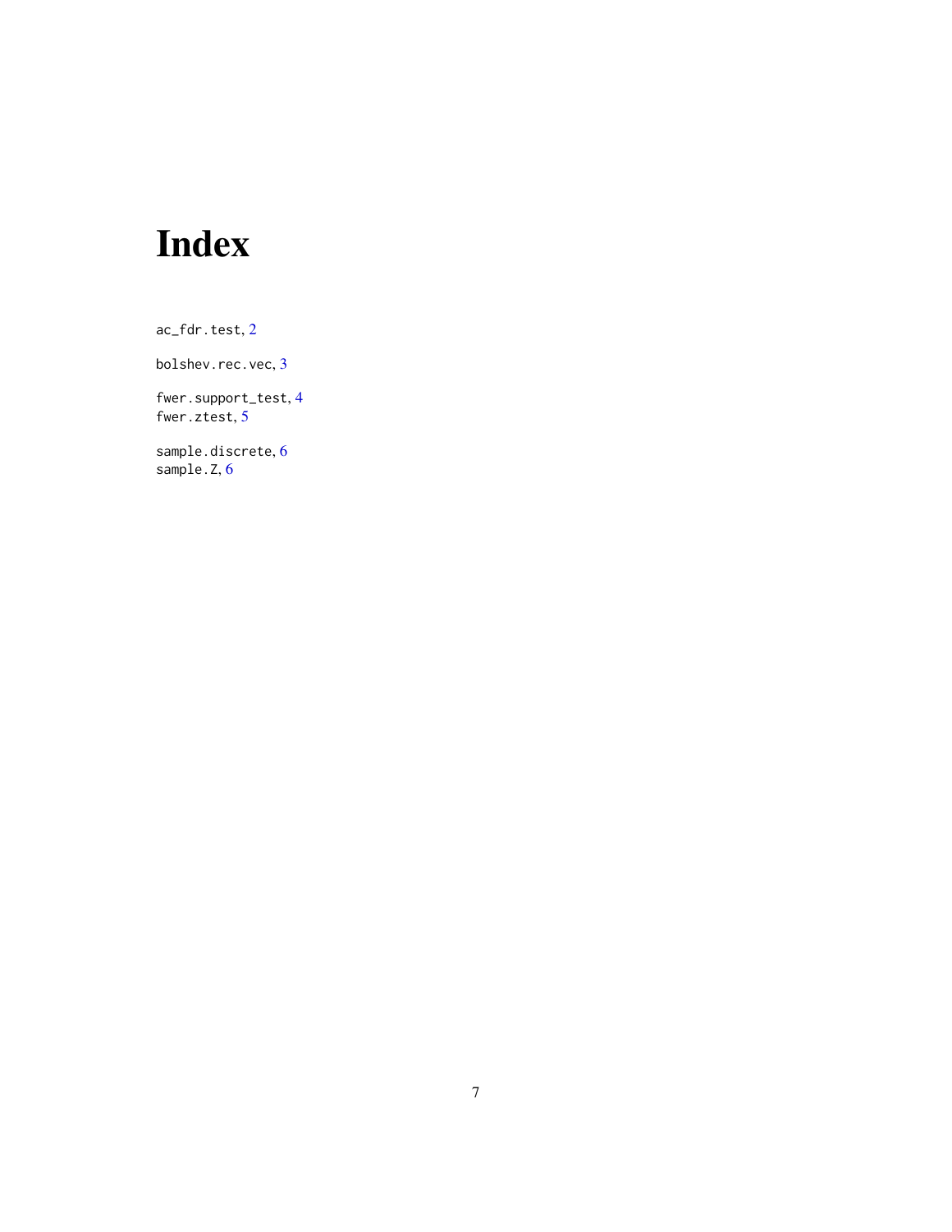# Index

ac_fdr.test, 2

bolshev.rec.vec, 3

fwer.support_test, 4
fwer.ztest, 5

sample.discrete, 6
sample.Z, 6